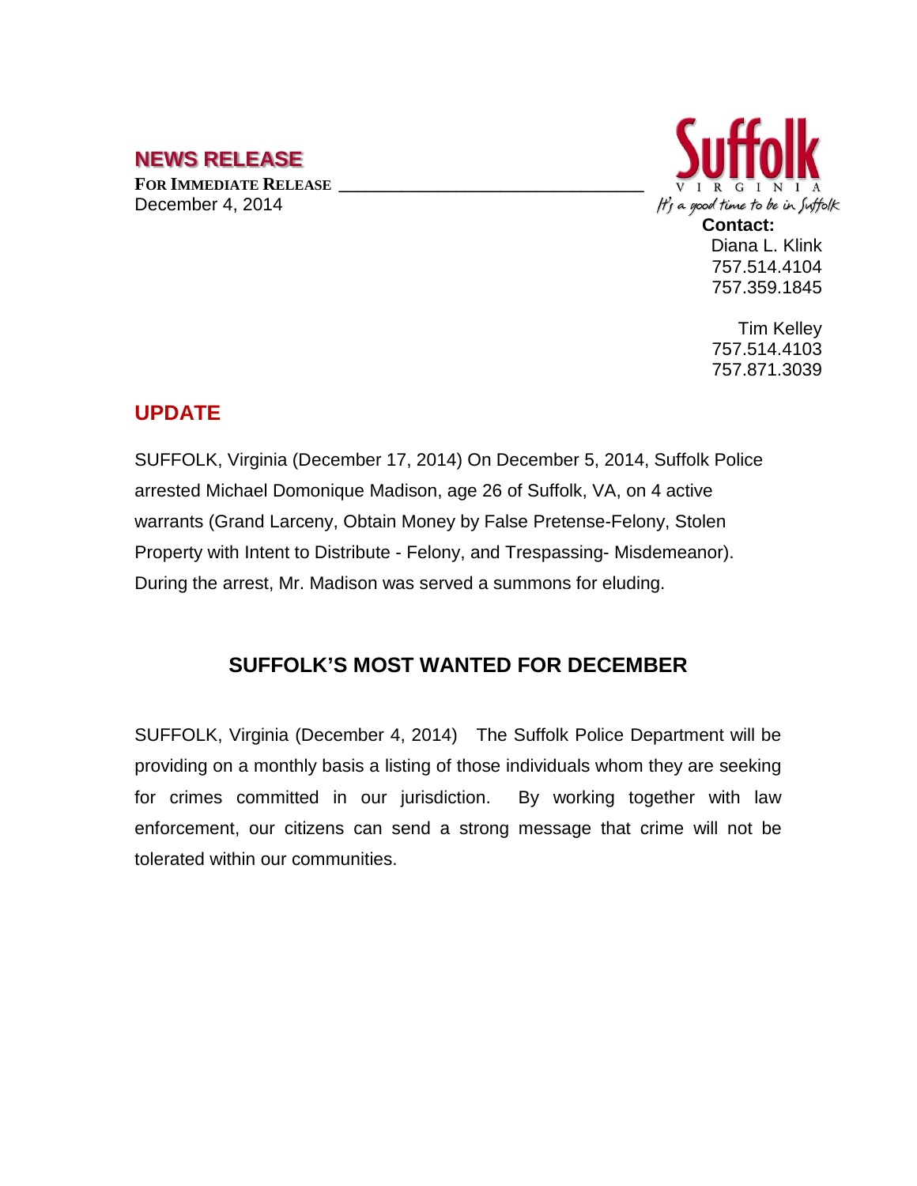## NEWS RELEASE

**FOR IMMEDIATE RELEASE**
December 4, 2014

Suffolk
VIRGINIA
It's a good time to be in Suffolk

**Contact:**
Diana L. Klink
757.514.4104
757.359.1845

Tim Kelley
757.514.4103
757.871.3039

## UPDATE

SUFFOLK, Virginia (December 17, 2014) On December 5, 2014, Suffolk Police arrested Michael Domonique Madison, age 26 of Suffolk, VA, on 4 active warrants (Grand Larceny, Obtain Money by False Pretense-Felony, Stolen Property with Intent to Distribute - Felony, and Trespassing- Misdemeanor). During the arrest, Mr. Madison was served a summons for eluding.

## SUFFOLK'S MOST WANTED FOR DECEMBER

SUFFOLK, Virginia (December 4, 2014) The Suffolk Police Department will be providing on a monthly basis a listing of those individuals whom they are seeking for crimes committed in our jurisdiction. By working together with law enforcement, our citizens can send a strong message that crime will not be tolerated within our communities.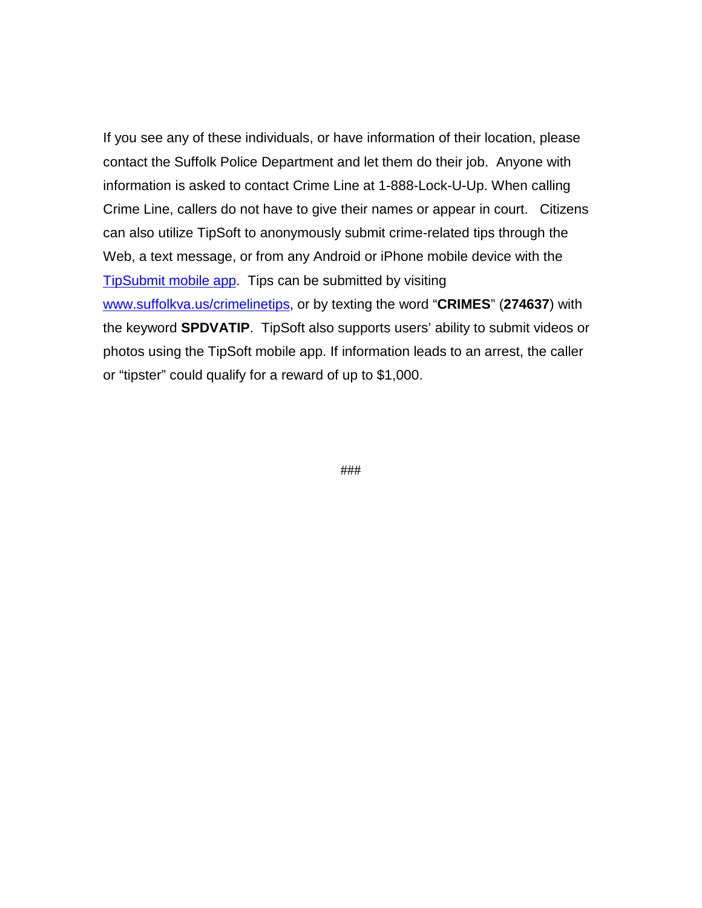If you see any of these individuals, or have information of their location, please contact the Suffolk Police Department and let them do their job. Anyone with information is asked to contact Crime Line at 1-888-Lock-U-Up. When calling Crime Line, callers do not have to give their names or appear in court. Citizens can also utilize TipSoft to anonymously submit crime-related tips through the Web, a text message, or from any Android or iPhone mobile device with the TipSubmit mobile app. Tips can be submitted by visiting www.suffolkva.us/crimelinetips, or by texting the word "**CRIMES**" (**274637**) with the keyword **SPDVATIP**. TipSoft also supports users' ability to submit videos or photos using the TipSoft mobile app. If information leads to an arrest, the caller or "tipster" could qualify for a reward of up to $1,000.

###